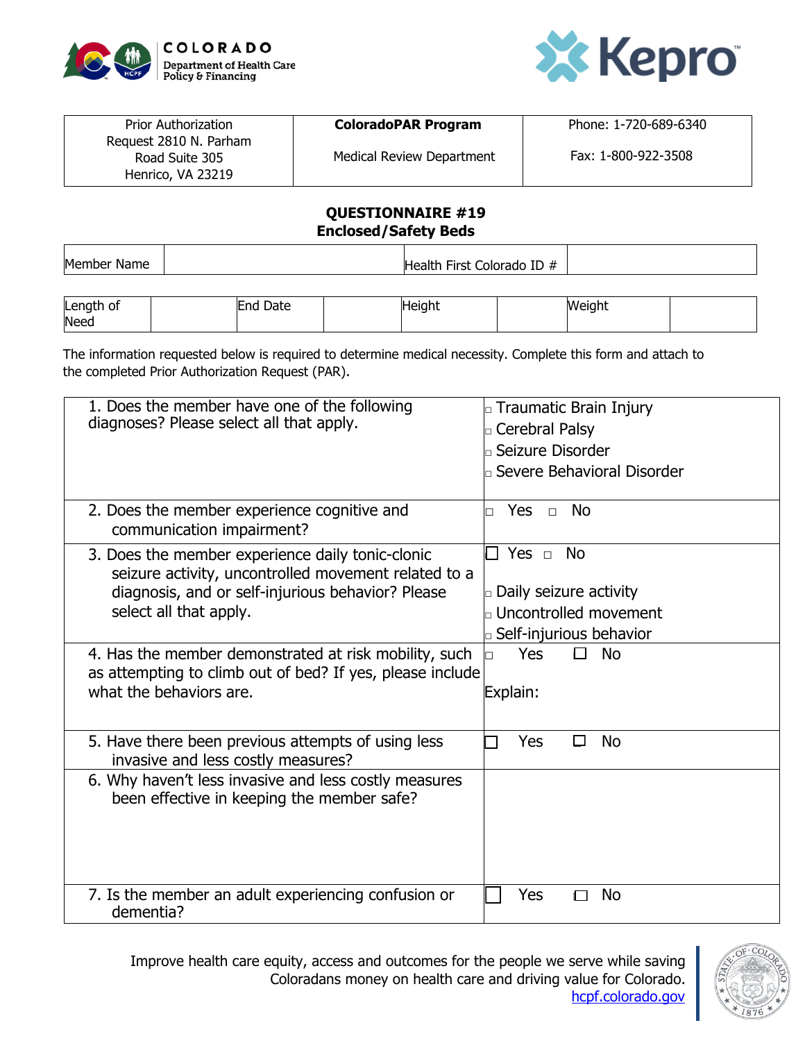COLORADO
Department of Health Care Policy & Financing

Kepro

| Prior Authorization Request 2810 N. Parham Road Suite 305 Henrico, VA 23219 | **ColoradoPAR Program** Medical Review Department | Phone: 1-720-689-6340 Fax: 1-800-922-3508 |
|---|---|---|

# QUESTIONNAIRE #19
## Enclosed/Safety Beds

| Member Name | | Health First Colorado ID # | |
|---|---|---|---|

| Length of Need | | End Date | | Height | | Weight | |
|---|---|---|---|---|---|---|---|

The information requested below is required to determine medical necessity. Complete this form and attach to the completed Prior Authorization Request (PAR).

| Question | Response |
|---|---|
| 1. Does the member have one of the following diagnoses? Please select all that apply. | ☐ Traumatic Brain Injury<br>☐ Cerebral Palsy<br>☐ Seizure Disorder<br>☐ Severe Behavioral Disorder |
| 2. Does the member experience cognitive and communication impairment? | ☐ Yes ☐ No |
| 3. Does the member experience daily tonic-clonic seizure activity, uncontrolled movement related to a diagnosis, and or self-injurious behavior? Please select all that apply. | ☐ Yes ☐ No<br>☐ Daily seizure activity<br>☐ Uncontrolled movement<br>☐ Self-injurious behavior |
| 4. Has the member demonstrated at risk mobility, such as attempting to climb out of bed? If yes, please include what the behaviors are. | ☐ Yes ☐ No<br>Explain: |
| 5. Have there been previous attempts of using less invasive and less costly measures? | ☐ Yes ☐ No |
| 6. Why haven't less invasive and less costly measures been effective in keeping the member safe? | |
| 7. Is the member an adult experiencing confusion or dementia? | ☐ Yes ☐ No |

Improve health care equity, access and outcomes for the people we serve while saving Coloradans money on health care and driving value for Colorado.
hcpf.colorado.gov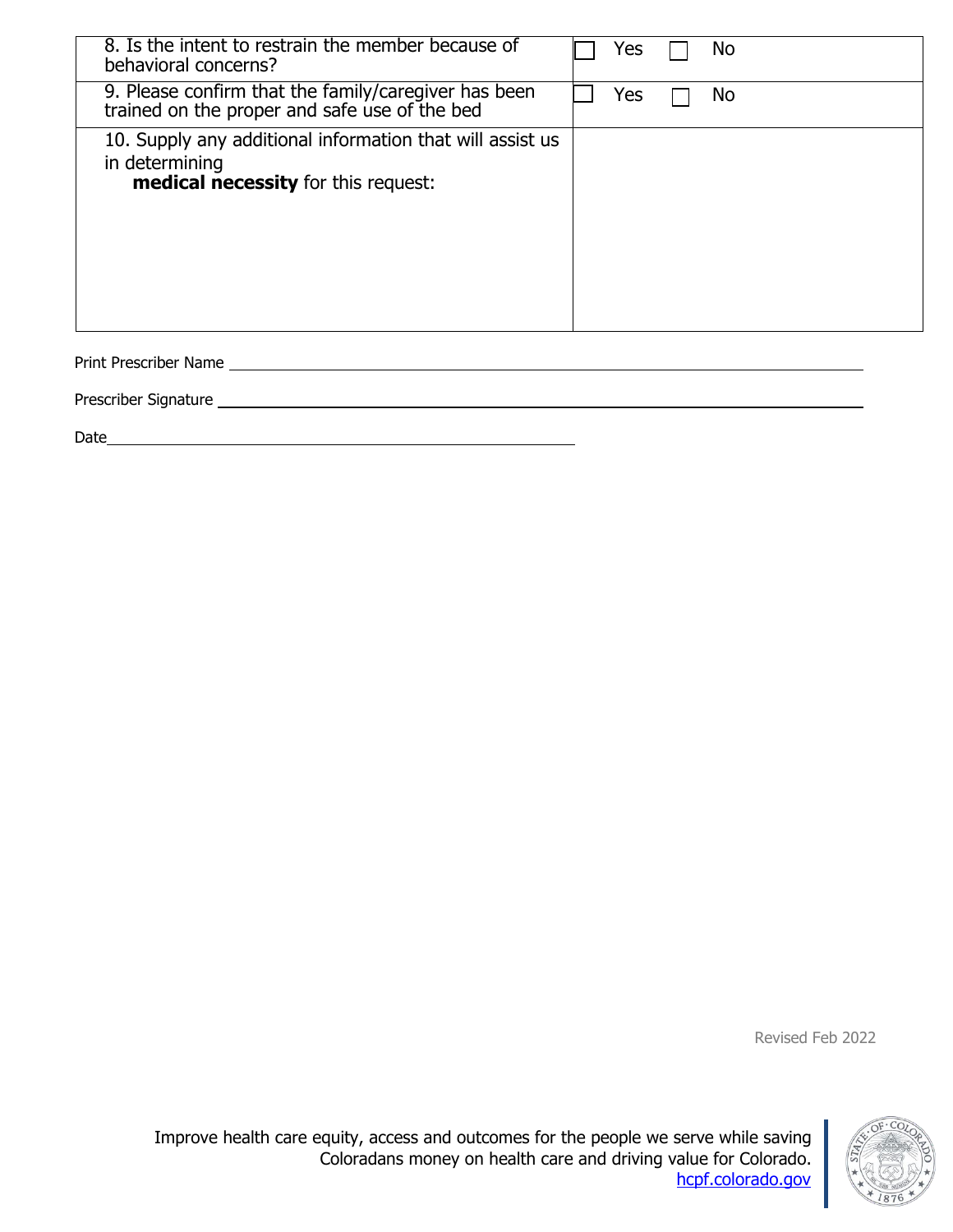| | |
|---|---|
| 8. Is the intent to restrain the member because of behavioral concerns? | ☐ Yes ☐ No |
| 9. Please confirm that the family/caregiver has been trained on the proper and safe use of the bed | ☐ Yes ☐ No |
| 10. Supply any additional information that will assist us in determining **medical necessity** for this request: | |

Print Prescriber Name ______________________________

Prescriber Signature ______________________________

Date ______________________________

Revised Feb 2022

Improve health care equity, access and outcomes for the people we serve while saving Coloradans money on health care and driving value for Colorado.
[hcpf.colorado.gov](https://hcpf.colorado.gov)